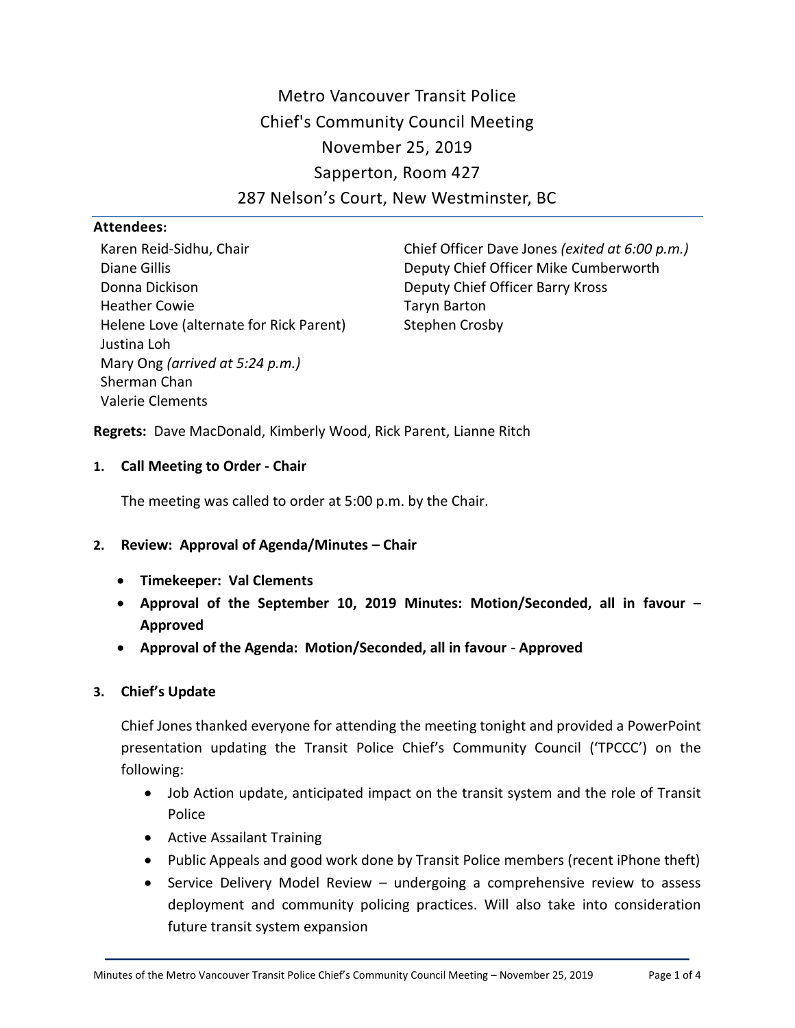# Metro Vancouver Transit Police
## Chief's Community Council Meeting
## November 25, 2019
## Sapperton, Room 427
## 287 Nelson's Court, New Westminster, BC

**Attendees:**

Karen Reid-Sidhu, Chair
Diane Gillis
Donna Dickison
Heather Cowie
Helene Love (alternate for Rick Parent)
Justina Loh
Mary Ong *(arrived at 5:24 p.m.)*
Sherman Chan
Valerie Clements

Chief Officer Dave Jones *(exited at 6:00 p.m.)*
Deputy Chief Officer Mike Cumberworth
Deputy Chief Officer Barry Kross
Taryn Barton
Stephen Crosby

**Regrets:** Dave MacDonald, Kimberly Wood, Rick Parent, Lianne Ritch

### 1. Call Meeting to Order - Chair

The meeting was called to order at 5:00 p.m. by the Chair.

### 2. Review: Approval of Agenda/Minutes – Chair

- **Timekeeper: Val Clements**
- **Approval of the September 10, 2019 Minutes: Motion/Seconded, all in favour** – **Approved**
- **Approval of the Agenda: Motion/Seconded, all in favour** - **Approved**

### 3. Chief's Update

Chief Jones thanked everyone for attending the meeting tonight and provided a PowerPoint presentation updating the Transit Police Chief's Community Council ('TPCCC') on the following:

- Job Action update, anticipated impact on the transit system and the role of Transit Police
- Active Assailant Training
- Public Appeals and good work done by Transit Police members (recent iPhone theft)
- Service Delivery Model Review – undergoing a comprehensive review to assess deployment and community policing practices. Will also take into consideration future transit system expansion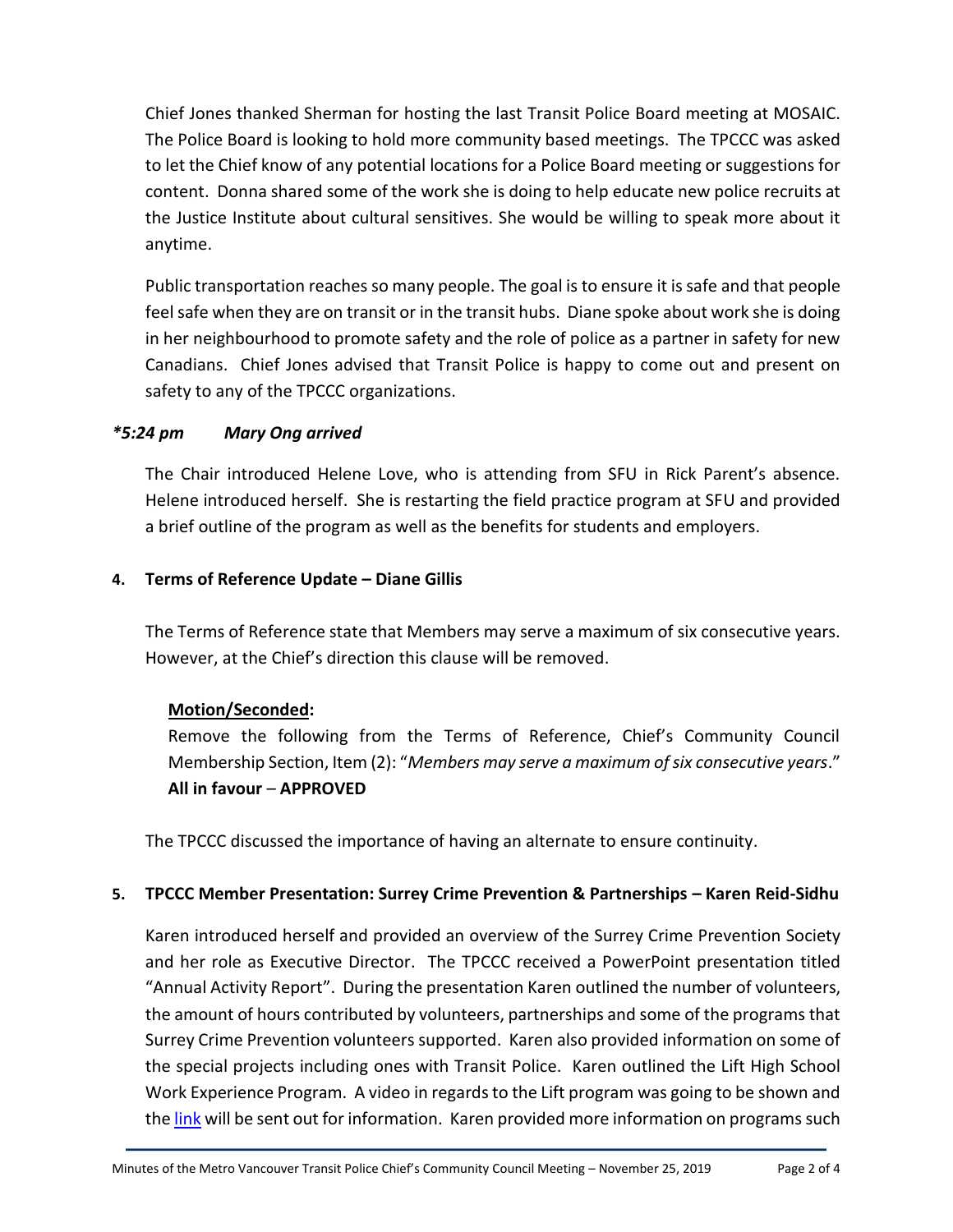Chief Jones thanked Sherman for hosting the last Transit Police Board meeting at MOSAIC. The Police Board is looking to hold more community based meetings. The TPCCC was asked to let the Chief know of any potential locations for a Police Board meeting or suggestions for content. Donna shared some of the work she is doing to help educate new police recruits at the Justice Institute about cultural sensitives. She would be willing to speak more about it anytime.

Public transportation reaches so many people. The goal is to ensure it is safe and that people feel safe when they are on transit or in the transit hubs. Diane spoke about work she is doing in her neighbourhood to promote safety and the role of police as a partner in safety for new Canadians. Chief Jones advised that Transit Police is happy to come out and present on safety to any of the TPCCC organizations.

***5:24 pm     Mary Ong arrived***

The Chair introduced Helene Love, who is attending from SFU in Rick Parent's absence. Helene introduced herself. She is restarting the field practice program at SFU and provided a brief outline of the program as well as the benefits for students and employers.

**4. Terms of Reference Update – Diane Gillis**

The Terms of Reference state that Members may serve a maximum of six consecutive years. However, at the Chief's direction this clause will be removed.

**Motion/Seconded:**
Remove the following from the Terms of Reference, Chief's Community Council Membership Section, Item (2): "*Members may serve a maximum of six consecutive years*."
**All in favour** – **APPROVED**

The TPCCC discussed the importance of having an alternate to ensure continuity.

**5. TPCCC Member Presentation: Surrey Crime Prevention & Partnerships – Karen Reid-Sidhu**

Karen introduced herself and provided an overview of the Surrey Crime Prevention Society and her role as Executive Director. The TPCCC received a PowerPoint presentation titled "Annual Activity Report". During the presentation Karen outlined the number of volunteers, the amount of hours contributed by volunteers, partnerships and some of the programs that Surrey Crime Prevention volunteers supported. Karen also provided information on some of the special projects including ones with Transit Police. Karen outlined the Lift High School Work Experience Program. A video in regards to the Lift program was going to be shown and the link will be sent out for information. Karen provided more information on programs such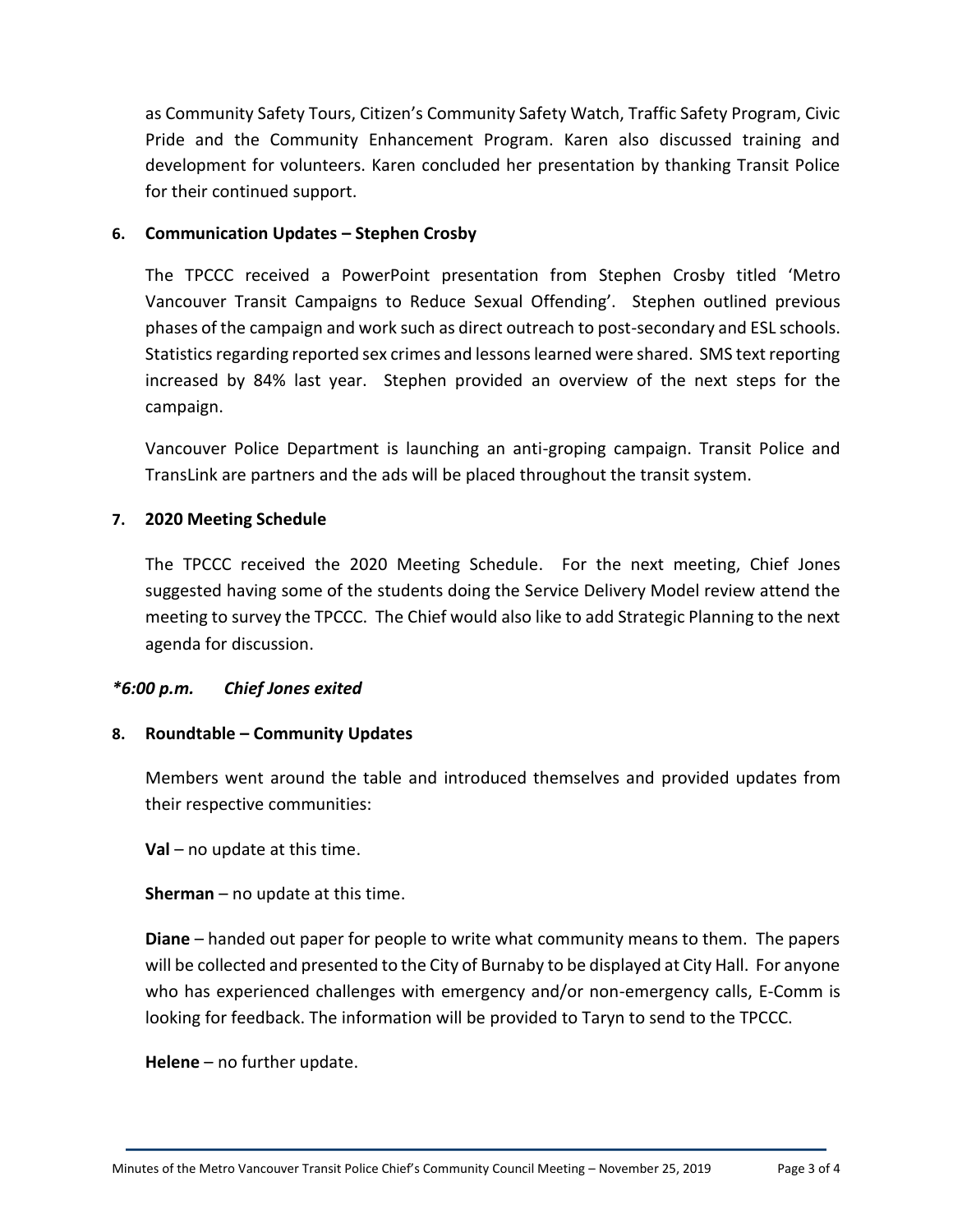as Community Safety Tours, Citizen's Community Safety Watch, Traffic Safety Program, Civic Pride and the Community Enhancement Program. Karen also discussed training and development for volunteers. Karen concluded her presentation by thanking Transit Police for their continued support.

**6. Communication Updates – Stephen Crosby**

The TPCCC received a PowerPoint presentation from Stephen Crosby titled 'Metro Vancouver Transit Campaigns to Reduce Sexual Offending'. Stephen outlined previous phases of the campaign and work such as direct outreach to post-secondary and ESL schools. Statistics regarding reported sex crimes and lessons learned were shared. SMS text reporting increased by 84% last year. Stephen provided an overview of the next steps for the campaign.

Vancouver Police Department is launching an anti-groping campaign. Transit Police and TransLink are partners and the ads will be placed throughout the transit system.

**7. 2020 Meeting Schedule**

The TPCCC received the 2020 Meeting Schedule. For the next meeting, Chief Jones suggested having some of the students doing the Service Delivery Model review attend the meeting to survey the TPCCC. The Chief would also like to add Strategic Planning to the next agenda for discussion.

***6:00 p.m. Chief Jones exited***

**8. Roundtable – Community Updates**

Members went around the table and introduced themselves and provided updates from their respective communities:

**Val** – no update at this time.

**Sherman** – no update at this time.

**Diane** – handed out paper for people to write what community means to them. The papers will be collected and presented to the City of Burnaby to be displayed at City Hall. For anyone who has experienced challenges with emergency and/or non-emergency calls, E-Comm is looking for feedback. The information will be provided to Taryn to send to the TPCCC.

**Helene** – no further update.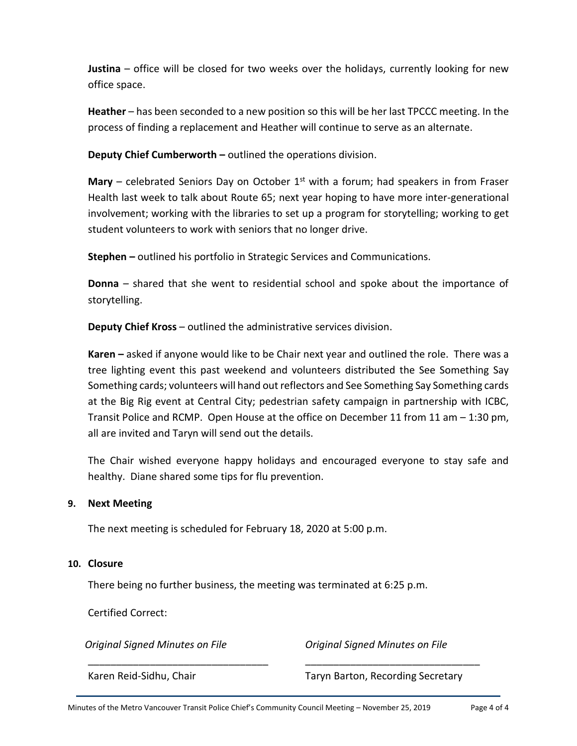**Justina** – office will be closed for two weeks over the holidays, currently looking for new office space.

**Heather** – has been seconded to a new position so this will be her last TPCCC meeting. In the process of finding a replacement and Heather will continue to serve as an alternate.

**Deputy Chief Cumberworth –** outlined the operations division.

**Mary** – celebrated Seniors Day on October 1st with a forum; had speakers in from Fraser Health last week to talk about Route 65; next year hoping to have more inter-generational involvement; working with the libraries to set up a program for storytelling; working to get student volunteers to work with seniors that no longer drive.

**Stephen –** outlined his portfolio in Strategic Services and Communications.

**Donna** – shared that she went to residential school and spoke about the importance of storytelling.

**Deputy Chief Kross** – outlined the administrative services division.

**Karen –** asked if anyone would like to be Chair next year and outlined the role. There was a tree lighting event this past weekend and volunteers distributed the See Something Say Something cards; volunteers will hand out reflectors and See Something Say Something cards at the Big Rig event at Central City; pedestrian safety campaign in partnership with ICBC, Transit Police and RCMP. Open House at the office on December 11 from 11 am – 1:30 pm, all are invited and Taryn will send out the details.

The Chair wished everyone happy holidays and encouraged everyone to stay safe and healthy. Diane shared some tips for flu prevention.

**9. Next Meeting**

The next meeting is scheduled for February 18, 2020 at 5:00 p.m.

**10. Closure**

There being no further business, the meeting was terminated at 6:25 p.m.

Certified Correct:

| | |
|---|---|
| *Original Signed Minutes on File* | *Original Signed Minutes on File* |
| ________________________________ | ________________________________ |
| Karen Reid-Sidhu, Chair | Taryn Barton, Recording Secretary |